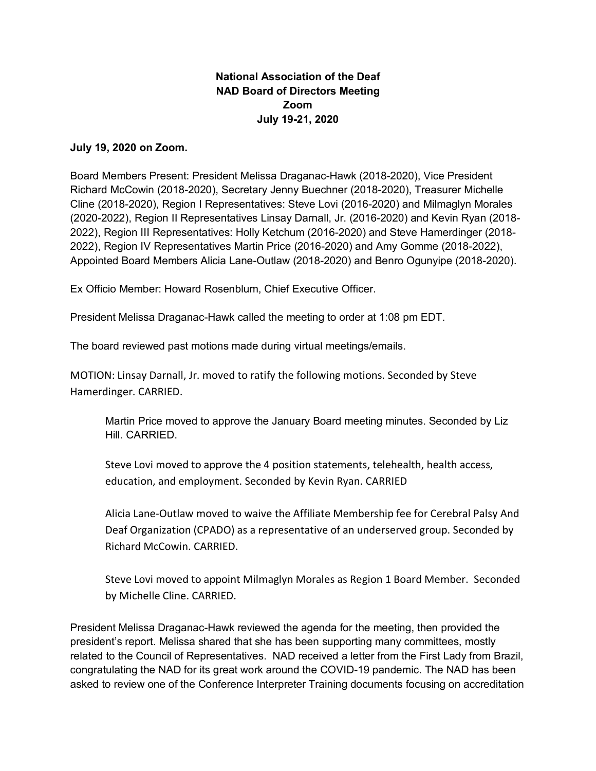**National Association of the Deaf**
**NAD Board of Directors Meeting**
**Zoom**
**July 19-21, 2020**

**July 19, 2020 on Zoom.**

Board Members Present: President Melissa Draganac-Hawk (2018-2020), Vice President Richard McCowin (2018-2020), Secretary Jenny Buechner (2018-2020), Treasurer Michelle Cline (2018-2020), Region I Representatives: Steve Lovi (2016-2020) and Milmaglyn Morales (2020-2022), Region II Representatives Linsay Darnall, Jr. (2016-2020) and Kevin Ryan (2018-2022), Region III Representatives: Holly Ketchum (2016-2020) and Steve Hamerdinger (2018-2022), Region IV Representatives Martin Price (2016-2020) and Amy Gomme (2018-2022), Appointed Board Members Alicia Lane-Outlaw (2018-2020) and Benro Ogunyipe (2018-2020).

Ex Officio Member: Howard Rosenblum, Chief Executive Officer.

President Melissa Draganac-Hawk called the meeting to order at 1:08 pm EDT.

The board reviewed past motions made during virtual meetings/emails.

MOTION: Linsay Darnall, Jr. moved to ratify the following motions. Seconded by Steve Hamerdinger. CARRIED.

> Martin Price moved to approve the January Board meeting minutes. Seconded by Liz Hill. CARRIED.
>
> Steve Lovi moved to approve the 4 position statements, telehealth, health access, education, and employment. Seconded by Kevin Ryan. CARRIED
>
> Alicia Lane-Outlaw moved to waive the Affiliate Membership fee for Cerebral Palsy And Deaf Organization (CPADO) as a representative of an underserved group. Seconded by Richard McCowin. CARRIED.
>
> Steve Lovi moved to appoint Milmaglyn Morales as Region 1 Board Member. Seconded by Michelle Cline. CARRIED.

President Melissa Draganac-Hawk reviewed the agenda for the meeting, then provided the president's report. Melissa shared that she has been supporting many committees, mostly related to the Council of Representatives. NAD received a letter from the First Lady from Brazil, congratulating the NAD for its great work around the COVID-19 pandemic. The NAD has been asked to review one of the Conference Interpreter Training documents focusing on accreditation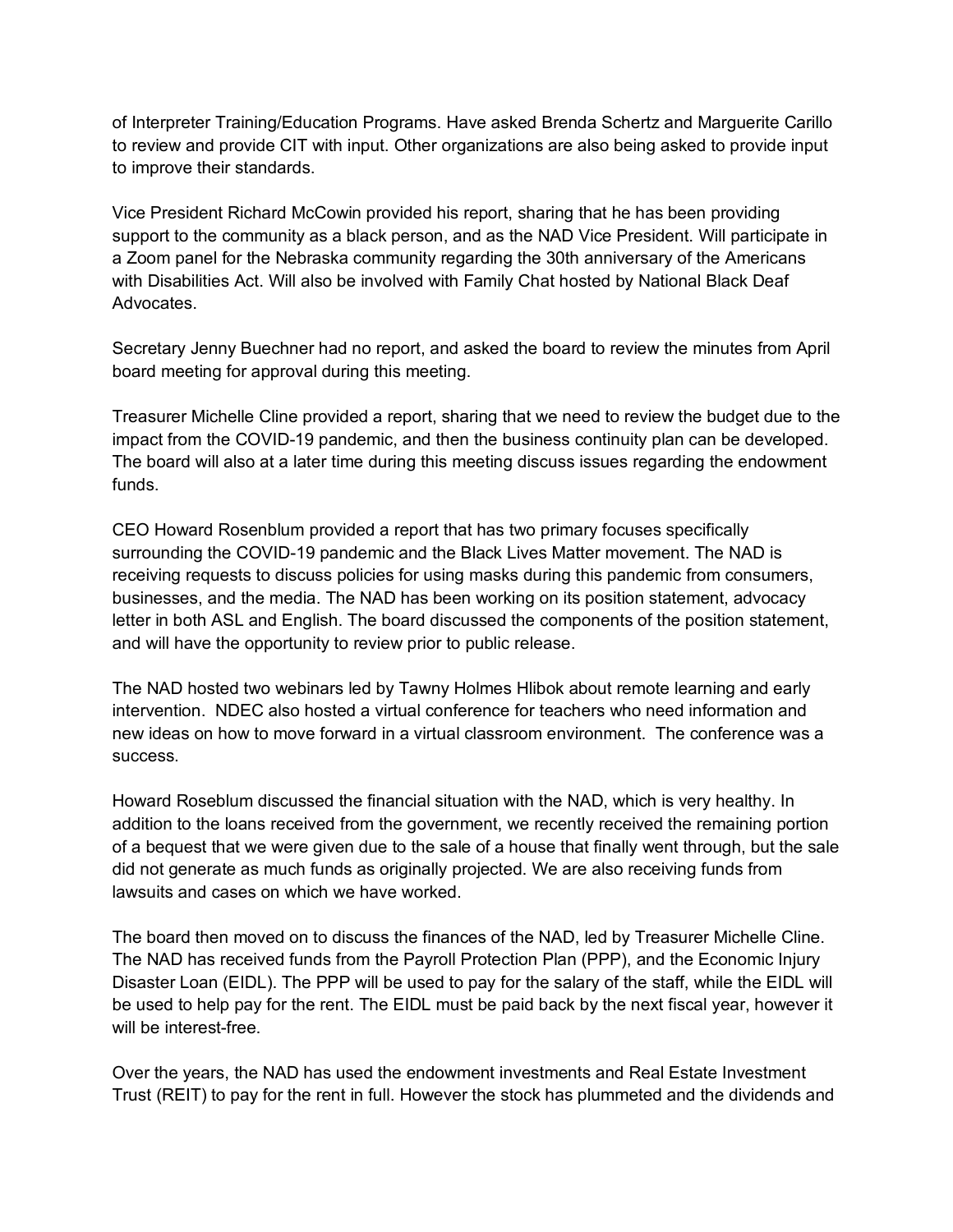of Interpreter Training/Education Programs. Have asked Brenda Schertz and Marguerite Carillo to review and provide CIT with input. Other organizations are also being asked to provide input to improve their standards.

Vice President Richard McCowin provided his report, sharing that he has been providing support to the community as a black person, and as the NAD Vice President. Will participate in a Zoom panel for the Nebraska community regarding the 30th anniversary of the Americans with Disabilities Act. Will also be involved with Family Chat hosted by National Black Deaf Advocates.

Secretary Jenny Buechner had no report, and asked the board to review the minutes from April board meeting for approval during this meeting.

Treasurer Michelle Cline provided a report, sharing that we need to review the budget due to the impact from the COVID-19 pandemic, and then the business continuity plan can be developed. The board will also at a later time during this meeting discuss issues regarding the endowment funds.

CEO Howard Rosenblum provided a report that has two primary focuses specifically surrounding the COVID-19 pandemic and the Black Lives Matter movement. The NAD is receiving requests to discuss policies for using masks during this pandemic from consumers, businesses, and the media. The NAD has been working on its position statement, advocacy letter in both ASL and English. The board discussed the components of the position statement, and will have the opportunity to review prior to public release.

The NAD hosted two webinars led by Tawny Holmes Hlibok about remote learning and early intervention. NDEC also hosted a virtual conference for teachers who need information and new ideas on how to move forward in a virtual classroom environment. The conference was a success.

Howard Roseblum discussed the financial situation with the NAD, which is very healthy. In addition to the loans received from the government, we recently received the remaining portion of a bequest that we were given due to the sale of a house that finally went through, but the sale did not generate as much funds as originally projected. We are also receiving funds from lawsuits and cases on which we have worked.

The board then moved on to discuss the finances of the NAD, led by Treasurer Michelle Cline. The NAD has received funds from the Payroll Protection Plan (PPP), and the Economic Injury Disaster Loan (EIDL). The PPP will be used to pay for the salary of the staff, while the EIDL will be used to help pay for the rent. The EIDL must be paid back by the next fiscal year, however it will be interest-free.

Over the years, the NAD has used the endowment investments and Real Estate Investment Trust (REIT) to pay for the rent in full. However the stock has plummeted and the dividends and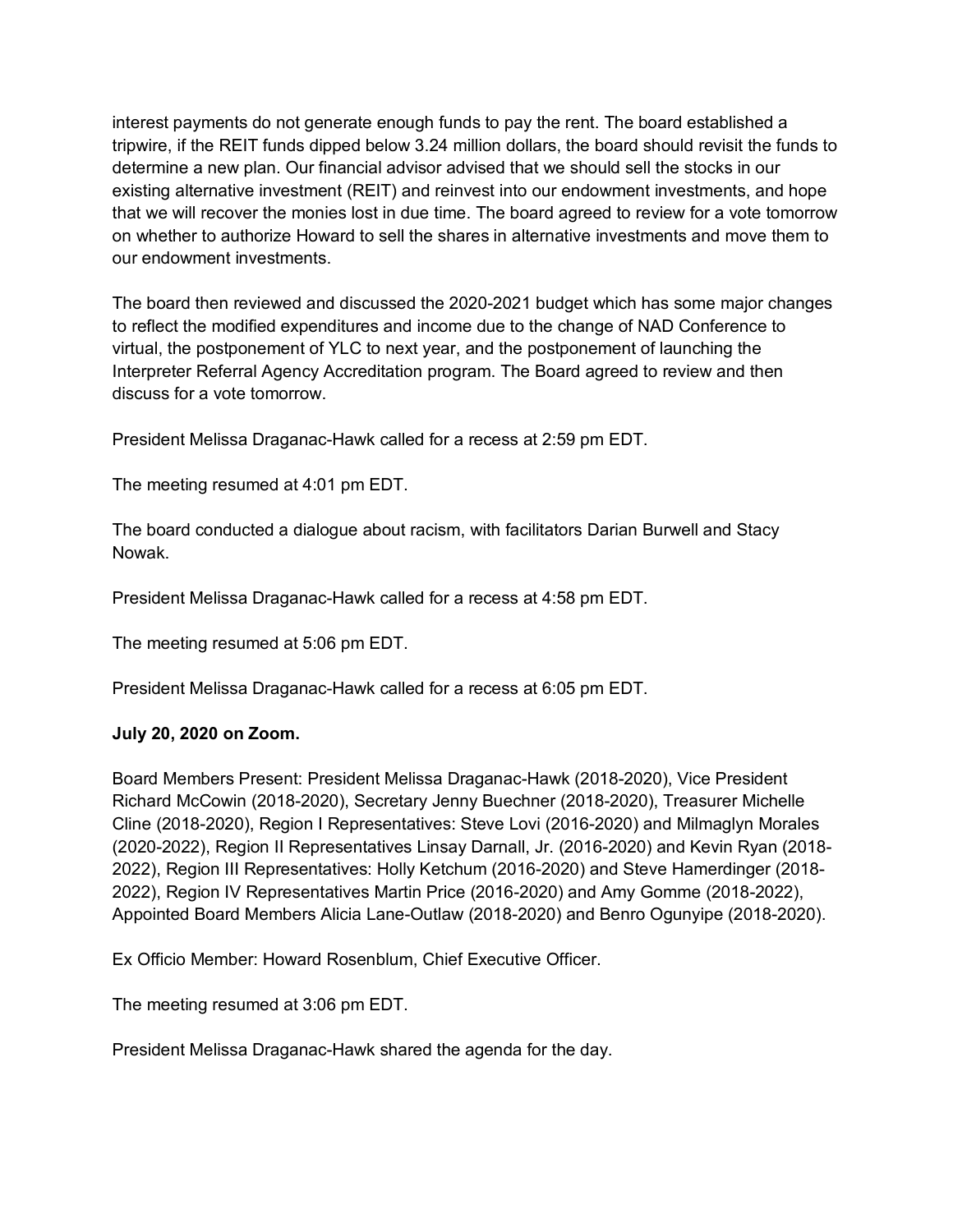interest payments do not generate enough funds to pay the rent. The board established a tripwire, if the REIT funds dipped below 3.24 million dollars, the board should revisit the funds to determine a new plan. Our financial advisor advised that we should sell the stocks in our existing alternative investment (REIT) and reinvest into our endowment investments, and hope that we will recover the monies lost in due time. The board agreed to review for a vote tomorrow on whether to authorize Howard to sell the shares in alternative investments and move them to our endowment investments.

The board then reviewed and discussed the 2020-2021 budget which has some major changes to reflect the modified expenditures and income due to the change of NAD Conference to virtual, the postponement of YLC to next year, and the postponement of launching the Interpreter Referral Agency Accreditation program. The Board agreed to review and then discuss for a vote tomorrow.

President Melissa Draganac-Hawk called for a recess at 2:59 pm EDT.

The meeting resumed at 4:01 pm EDT.

The board conducted a dialogue about racism, with facilitators Darian Burwell and Stacy Nowak.

President Melissa Draganac-Hawk called for a recess at 4:58 pm EDT.

The meeting resumed at 5:06 pm EDT.

President Melissa Draganac-Hawk called for a recess at 6:05 pm EDT.

**July 20, 2020 on Zoom.**

Board Members Present: President Melissa Draganac-Hawk (2018-2020), Vice President Richard McCowin (2018-2020), Secretary Jenny Buechner (2018-2020), Treasurer Michelle Cline (2018-2020), Region I Representatives: Steve Lovi (2016-2020) and Milmaglyn Morales (2020-2022), Region II Representatives Linsay Darnall, Jr. (2016-2020) and Kevin Ryan (2018-2022), Region III Representatives: Holly Ketchum (2016-2020) and Steve Hamerdinger (2018-2022), Region IV Representatives Martin Price (2016-2020) and Amy Gomme (2018-2022), Appointed Board Members Alicia Lane-Outlaw (2018-2020) and Benro Ogunyipe (2018-2020).

Ex Officio Member: Howard Rosenblum, Chief Executive Officer.

The meeting resumed at 3:06 pm EDT.

President Melissa Draganac-Hawk shared the agenda for the day.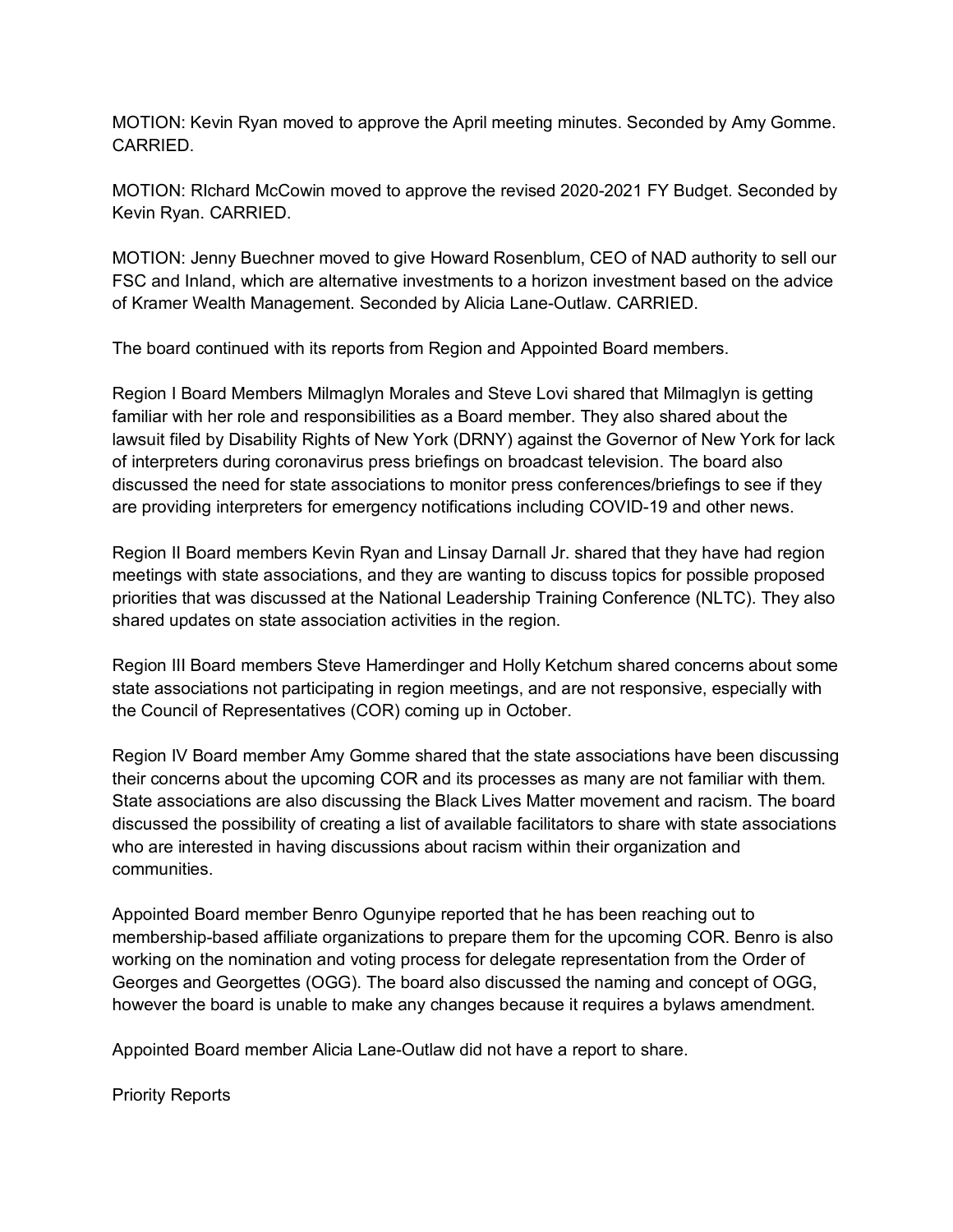MOTION: Kevin Ryan moved to approve the April meeting minutes. Seconded by Amy Gomme. CARRIED.

MOTION: RIchard McCowin moved to approve the revised 2020-2021 FY Budget. Seconded by Kevin Ryan. CARRIED.

MOTION: Jenny Buechner moved to give Howard Rosenblum, CEO of NAD authority to sell our FSC and Inland, which are alternative investments to a horizon investment based on the advice of Kramer Wealth Management. Seconded by Alicia Lane-Outlaw. CARRIED.

The board continued with its reports from Region and Appointed Board members.

Region I Board Members Milmaglyn Morales and Steve Lovi shared that Milmaglyn is getting familiar with her role and responsibilities as a Board member. They also shared about the lawsuit filed by Disability Rights of New York (DRNY) against the Governor of New York for lack of interpreters during coronavirus press briefings on broadcast television. The board also discussed the need for state associations to monitor press conferences/briefings to see if they are providing interpreters for emergency notifications including COVID-19 and other news.

Region II Board members Kevin Ryan and Linsay Darnall Jr. shared that they have had region meetings with state associations, and they are wanting to discuss topics for possible proposed priorities that was discussed at the National Leadership Training Conference (NLTC). They also shared updates on state association activities in the region.

Region III Board members Steve Hamerdinger and Holly Ketchum shared concerns about some state associations not participating in region meetings, and are not responsive, especially with the Council of Representatives (COR) coming up in October.

Region IV Board member Amy Gomme shared that the state associations have been discussing their concerns about the upcoming COR and its processes as many are not familiar with them. State associations are also discussing the Black Lives Matter movement and racism. The board discussed the possibility of creating a list of available facilitators to share with state associations who are interested in having discussions about racism within their organization and communities.

Appointed Board member Benro Ogunyipe reported that he has been reaching out to membership-based affiliate organizations to prepare them for the upcoming COR. Benro is also working on the nomination and voting process for delegate representation from the Order of Georges and Georgettes (OGG). The board also discussed the naming and concept of OGG, however the board is unable to make any changes because it requires a bylaws amendment.

Appointed Board member Alicia Lane-Outlaw did not have a report to share.

Priority Reports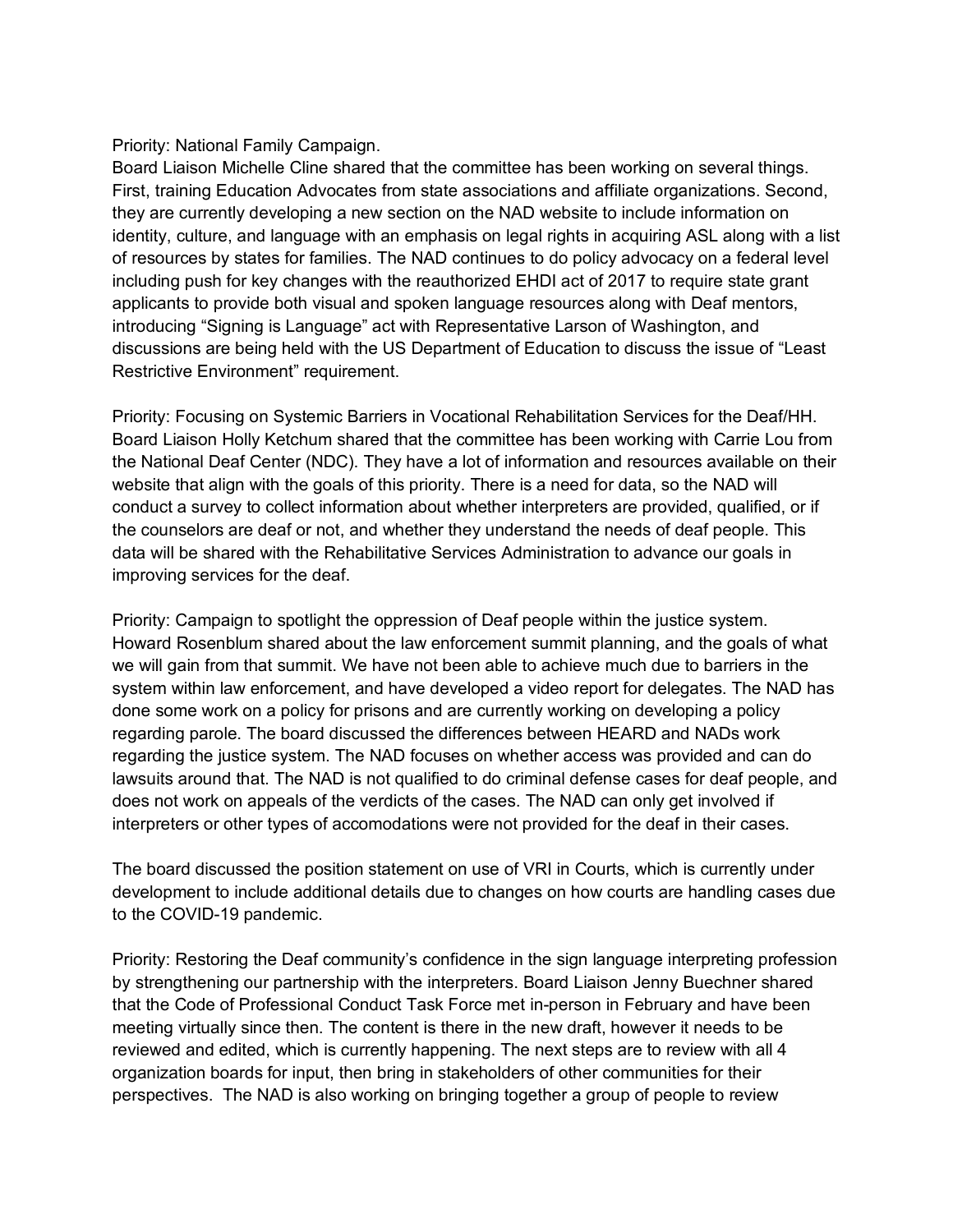Priority: National Family Campaign.
Board Liaison Michelle Cline shared that the committee has been working on several things. First, training Education Advocates from state associations and affiliate organizations. Second, they are currently developing a new section on the NAD website to include information on identity, culture, and language with an emphasis on legal rights in acquiring ASL along with a list of resources by states for families. The NAD continues to do policy advocacy on a federal level including push for key changes with the reauthorized EHDI act of 2017 to require state grant applicants to provide both visual and spoken language resources along with Deaf mentors, introducing "Signing is Language" act with Representative Larson of Washington, and discussions are being held with the US Department of Education to discuss the issue of "Least Restrictive Environment" requirement.

Priority: Focusing on Systemic Barriers in Vocational Rehabilitation Services for the Deaf/HH. Board Liaison Holly Ketchum shared that the committee has been working with Carrie Lou from the National Deaf Center (NDC). They have a lot of information and resources available on their website that align with the goals of this priority. There is a need for data, so the NAD will conduct a survey to collect information about whether interpreters are provided, qualified, or if the counselors are deaf or not, and whether they understand the needs of deaf people. This data will be shared with the Rehabilitative Services Administration to advance our goals in improving services for the deaf.

Priority: Campaign to spotlight the oppression of Deaf people within the justice system. Howard Rosenblum shared about the law enforcement summit planning, and the goals of what we will gain from that summit. We have not been able to achieve much due to barriers in the system within law enforcement, and have developed a video report for delegates. The NAD has done some work on a policy for prisons and are currently working on developing a policy regarding parole. The board discussed the differences between HEARD and NADs work regarding the justice system. The NAD focuses on whether access was provided and can do lawsuits around that. The NAD is not qualified to do criminal defense cases for deaf people, and does not work on appeals of the verdicts of the cases. The NAD can only get involved if interpreters or other types of accomodations were not provided for the deaf in their cases.

The board discussed the position statement on use of VRI in Courts, which is currently under development to include additional details due to changes on how courts are handling cases due to the COVID-19 pandemic.

Priority: Restoring the Deaf community's confidence in the sign language interpreting profession by strengthening our partnership with the interpreters. Board Liaison Jenny Buechner shared that the Code of Professional Conduct Task Force met in-person in February and have been meeting virtually since then. The content is there in the new draft, however it needs to be reviewed and edited, which is currently happening. The next steps are to review with all 4 organization boards for input, then bring in stakeholders of other communities for their perspectives. The NAD is also working on bringing together a group of people to review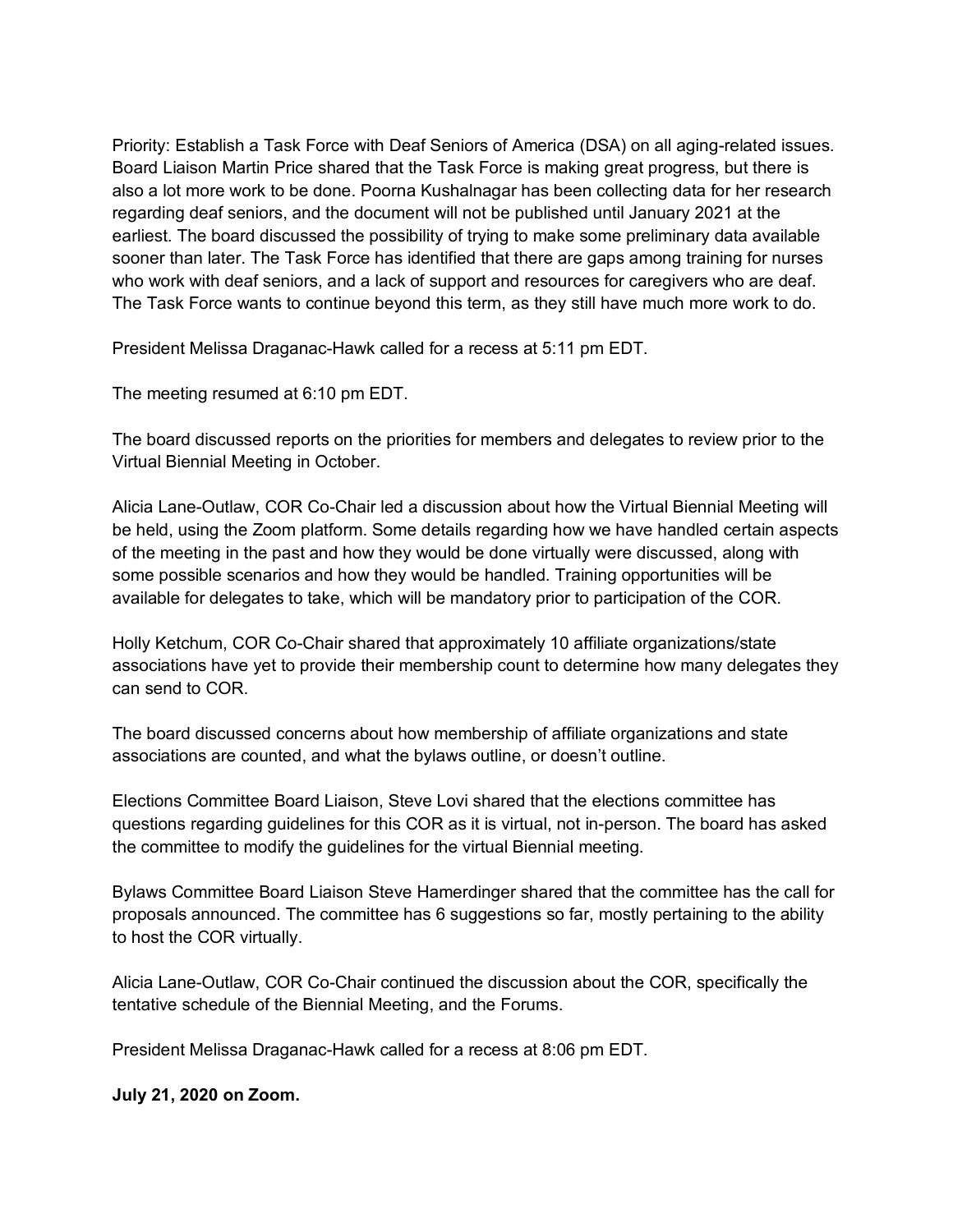Priority: Establish a Task Force with Deaf Seniors of America (DSA) on all aging-related issues. Board Liaison Martin Price shared that the Task Force is making great progress, but there is also a lot more work to be done. Poorna Kushalnagar has been collecting data for her research regarding deaf seniors, and the document will not be published until January 2021 at the earliest. The board discussed the possibility of trying to make some preliminary data available sooner than later. The Task Force has identified that there are gaps among training for nurses who work with deaf seniors, and a lack of support and resources for caregivers who are deaf. The Task Force wants to continue beyond this term, as they still have much more work to do.

President Melissa Draganac-Hawk called for a recess at 5:11 pm EDT.

The meeting resumed at 6:10 pm EDT.

The board discussed reports on the priorities for members and delegates to review prior to the Virtual Biennial Meeting in October.

Alicia Lane-Outlaw, COR Co-Chair led a discussion about how the Virtual Biennial Meeting will be held, using the Zoom platform. Some details regarding how we have handled certain aspects of the meeting in the past and how they would be done virtually were discussed, along with some possible scenarios and how they would be handled. Training opportunities will be available for delegates to take, which will be mandatory prior to participation of the COR.

Holly Ketchum, COR Co-Chair shared that approximately 10 affiliate organizations/state associations have yet to provide their membership count to determine how many delegates they can send to COR.

The board discussed concerns about how membership of affiliate organizations and state associations are counted, and what the bylaws outline, or doesn't outline.

Elections Committee Board Liaison, Steve Lovi shared that the elections committee has questions regarding guidelines for this COR as it is virtual, not in-person. The board has asked the committee to modify the guidelines for the virtual Biennial meeting.

Bylaws Committee Board Liaison Steve Hamerdinger shared that the committee has the call for proposals announced. The committee has 6 suggestions so far, mostly pertaining to the ability to host the COR virtually.

Alicia Lane-Outlaw, COR Co-Chair continued the discussion about the COR, specifically the tentative schedule of the Biennial Meeting, and the Forums.

President Melissa Draganac-Hawk called for a recess at 8:06 pm EDT.

**July 21, 2020 on Zoom.**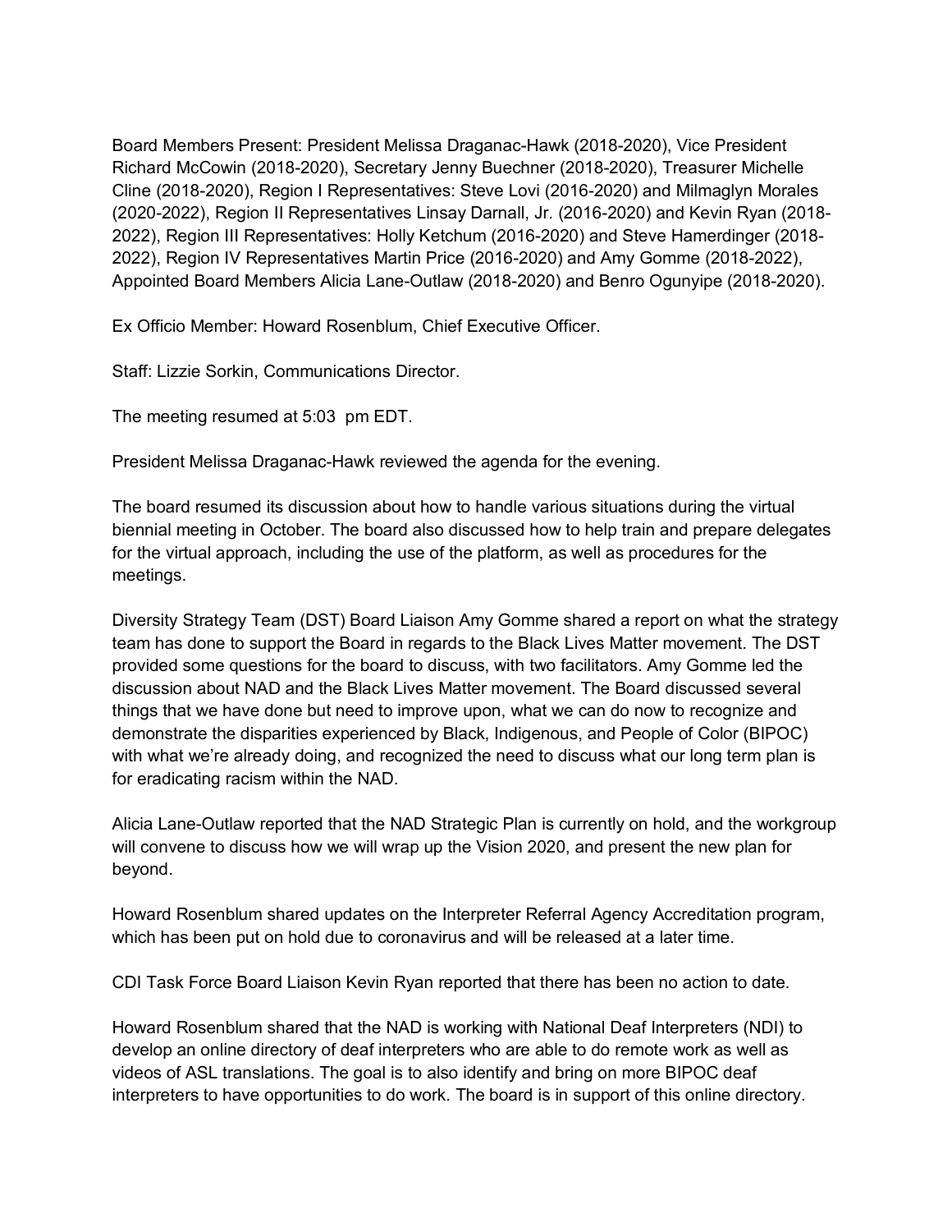Board Members Present: President Melissa Draganac-Hawk (2018-2020), Vice President Richard McCowin (2018-2020), Secretary Jenny Buechner (2018-2020), Treasurer Michelle Cline (2018-2020), Region I Representatives: Steve Lovi (2016-2020) and Milmaglyn Morales (2020-2022), Region II Representatives Linsay Darnall, Jr. (2016-2020) and Kevin Ryan (2018-2022), Region III Representatives: Holly Ketchum (2016-2020) and Steve Hamerdinger (2018-2022), Region IV Representatives Martin Price (2016-2020) and Amy Gomme (2018-2022), Appointed Board Members Alicia Lane-Outlaw (2018-2020) and Benro Ogunyipe (2018-2020).

Ex Officio Member: Howard Rosenblum, Chief Executive Officer.

Staff: Lizzie Sorkin, Communications Director.

The meeting resumed at 5:03 pm EDT.

President Melissa Draganac-Hawk reviewed the agenda for the evening.

The board resumed its discussion about how to handle various situations during the virtual biennial meeting in October. The board also discussed how to help train and prepare delegates for the virtual approach, including the use of the platform, as well as procedures for the meetings.

Diversity Strategy Team (DST) Board Liaison Amy Gomme shared a report on what the strategy team has done to support the Board in regards to the Black Lives Matter movement. The DST provided some questions for the board to discuss, with two facilitators. Amy Gomme led the discussion about NAD and the Black Lives Matter movement. The Board discussed several things that we have done but need to improve upon, what we can do now to recognize and demonstrate the disparities experienced by Black, Indigenous, and People of Color (BIPOC) with what we're already doing, and recognized the need to discuss what our long term plan is for eradicating racism within the NAD.

Alicia Lane-Outlaw reported that the NAD Strategic Plan is currently on hold, and the workgroup will convene to discuss how we will wrap up the Vision 2020, and present the new plan for beyond.

Howard Rosenblum shared updates on the Interpreter Referral Agency Accreditation program, which has been put on hold due to coronavirus and will be released at a later time.

CDI Task Force Board Liaison Kevin Ryan reported that there has been no action to date.

Howard Rosenblum shared that the NAD is working with National Deaf Interpreters (NDI) to develop an online directory of deaf interpreters who are able to do remote work as well as videos of ASL translations. The goal is to also identify and bring on more BIPOC deaf interpreters to have opportunities to do work. The board is in support of this online directory.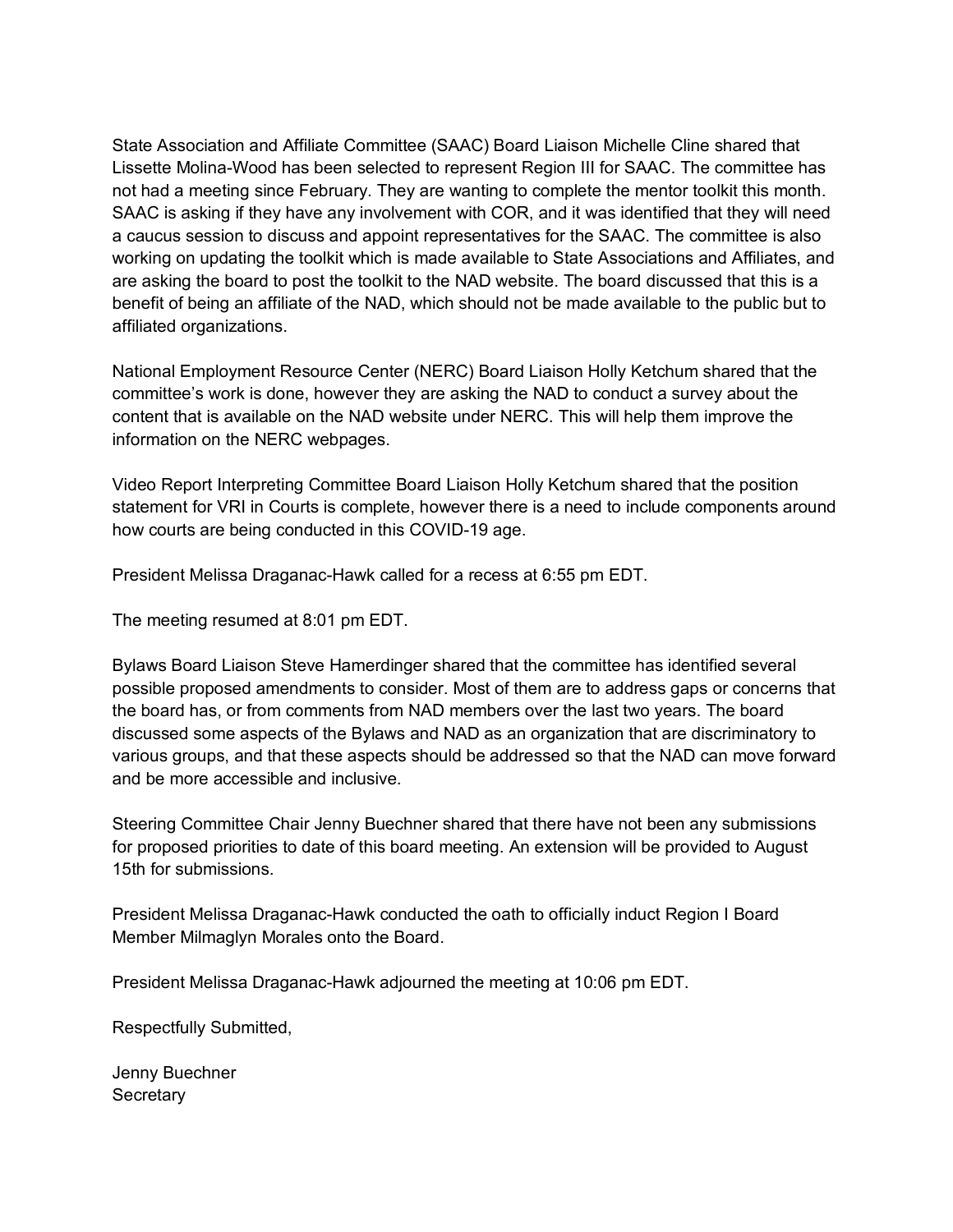State Association and Affiliate Committee (SAAC) Board Liaison Michelle Cline shared that Lissette Molina-Wood has been selected to represent Region III for SAAC. The committee has not had a meeting since February. They are wanting to complete the mentor toolkit this month. SAAC is asking if they have any involvement with COR, and it was identified that they will need a caucus session to discuss and appoint representatives for the SAAC. The committee is also working on updating the toolkit which is made available to State Associations and Affiliates, and are asking the board to post the toolkit to the NAD website. The board discussed that this is a benefit of being an affiliate of the NAD, which should not be made available to the public but to affiliated organizations.

National Employment Resource Center (NERC) Board Liaison Holly Ketchum shared that the committee's work is done, however they are asking the NAD to conduct a survey about the content that is available on the NAD website under NERC. This will help them improve the information on the NERC webpages.

Video Report Interpreting Committee Board Liaison Holly Ketchum shared that the position statement for VRI in Courts is complete, however there is a need to include components around how courts are being conducted in this COVID-19 age.

President Melissa Draganac-Hawk called for a recess at 6:55 pm EDT.

The meeting resumed at 8:01 pm EDT.

Bylaws Board Liaison Steve Hamerdinger shared that the committee has identified several possible proposed amendments to consider. Most of them are to address gaps or concerns that the board has, or from comments from NAD members over the last two years. The board discussed some aspects of the Bylaws and NAD as an organization that are discriminatory to various groups, and that these aspects should be addressed so that the NAD can move forward and be more accessible and inclusive.

Steering Committee Chair Jenny Buechner shared that there have not been any submissions for proposed priorities to date of this board meeting. An extension will be provided to August 15th for submissions.

President Melissa Draganac-Hawk conducted the oath to officially induct Region I Board Member Milmaglyn Morales onto the Board.

President Melissa Draganac-Hawk adjourned the meeting at 10:06 pm EDT.

Respectfully Submitted,

Jenny Buechner
Secretary